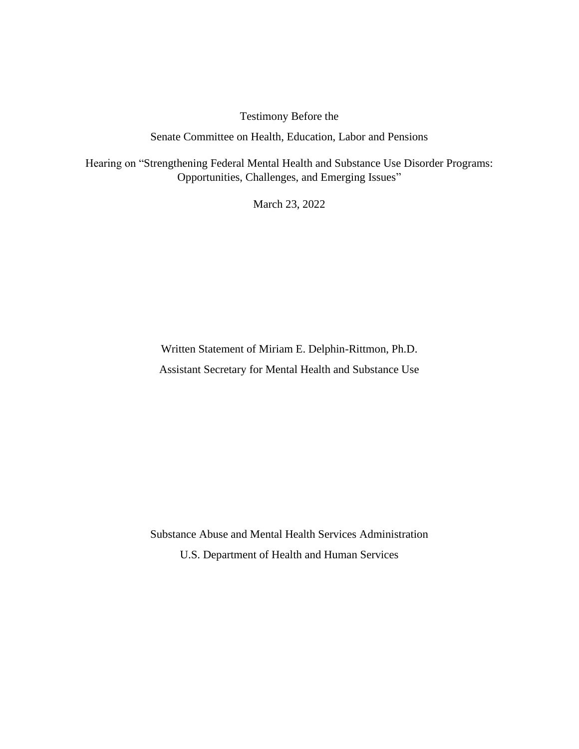Testimony Before the

Senate Committee on Health, Education, Labor and Pensions

Hearing on "Strengthening Federal Mental Health and Substance Use Disorder Programs: Opportunities, Challenges, and Emerging Issues"

March 23, 2022

Written Statement of Miriam E. Delphin-Rittmon, Ph.D.

Assistant Secretary for Mental Health and Substance Use

Substance Abuse and Mental Health Services Administration

U.S. Department of Health and Human Services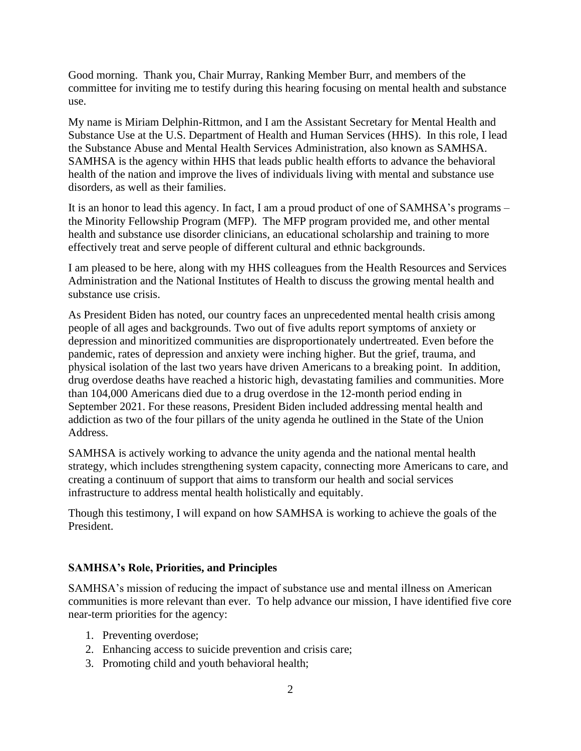Good morning. Thank you, Chair Murray, Ranking Member Burr, and members of the committee for inviting me to testify during this hearing focusing on mental health and substance use.

My name is Miriam Delphin-Rittmon, and I am the Assistant Secretary for Mental Health and Substance Use at the U.S. Department of Health and Human Services (HHS). In this role, I lead the Substance Abuse and Mental Health Services Administration, also known as SAMHSA. SAMHSA is the agency within HHS that leads public health efforts to advance the behavioral health of the nation and improve the lives of individuals living with mental and substance use disorders, as well as their families.

It is an honor to lead this agency. In fact, I am a proud product of one of SAMHSA's programs – the Minority Fellowship Program (MFP). The MFP program provided me, and other mental health and substance use disorder clinicians, an educational scholarship and training to more effectively treat and serve people of different cultural and ethnic backgrounds.

I am pleased to be here, along with my HHS colleagues from the Health Resources and Services Administration and the National Institutes of Health to discuss the growing mental health and substance use crisis.

As President Biden has noted, our country faces an unprecedented mental health crisis among people of all ages and backgrounds. Two out of five adults report symptoms of anxiety or depression and minoritized communities are disproportionately undertreated. Even before the pandemic, rates of depression and anxiety were inching higher. But the grief, trauma, and physical isolation of the last two years have driven Americans to a breaking point. In addition, drug overdose deaths have reached a historic high, devastating families and communities. More than 104,000 Americans died due to a drug overdose in the 12-month period ending in September 2021. For these reasons, President Biden included addressing mental health and addiction as two of the four pillars of the unity agenda he outlined in the State of the Union Address.

SAMHSA is actively working to advance the unity agenda and the national mental health strategy, which includes strengthening system capacity, connecting more Americans to care, and creating a continuum of support that aims to transform our health and social services infrastructure to address mental health holistically and equitably.

Though this testimony, I will expand on how SAMHSA is working to achieve the goals of the President.

**SAMHSA's Role, Priorities, and Principles**

SAMHSA's mission of reducing the impact of substance use and mental illness on American communities is more relevant than ever. To help advance our mission, I have identified five core near-term priorities for the agency:

1. Preventing overdose;
2. Enhancing access to suicide prevention and crisis care;
3. Promoting child and youth behavioral health;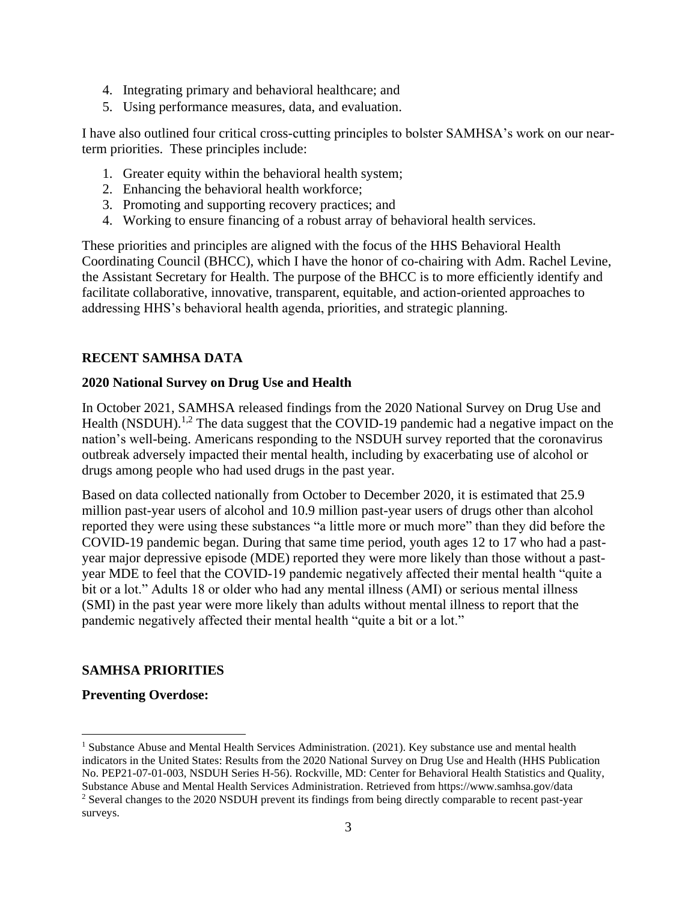4. Integrating primary and behavioral healthcare; and
5. Using performance measures, data, and evaluation.

I have also outlined four critical cross-cutting principles to bolster SAMHSA's work on our near-term priorities. These principles include:

1. Greater equity within the behavioral health system;
2. Enhancing the behavioral health workforce;
3. Promoting and supporting recovery practices; and
4. Working to ensure financing of a robust array of behavioral health services.

These priorities and principles are aligned with the focus of the HHS Behavioral Health Coordinating Council (BHCC), which I have the honor of co-chairing with Adm. Rachel Levine, the Assistant Secretary for Health. The purpose of the BHCC is to more efficiently identify and facilitate collaborative, innovative, transparent, equitable, and action-oriented approaches to addressing HHS's behavioral health agenda, priorities, and strategic planning.

## RECENT SAMHSA DATA

### 2020 National Survey on Drug Use and Health

In October 2021, SAMHSA released findings from the 2020 National Survey on Drug Use and Health (NSDUH).[1,2] The data suggest that the COVID-19 pandemic had a negative impact on the nation's well-being. Americans responding to the NSDUH survey reported that the coronavirus outbreak adversely impacted their mental health, including by exacerbating use of alcohol or drugs among people who had used drugs in the past year.

Based on data collected nationally from October to December 2020, it is estimated that 25.9 million past-year users of alcohol and 10.9 million past-year users of drugs other than alcohol reported they were using these substances "a little more or much more" than they did before the COVID-19 pandemic began. During that same time period, youth ages 12 to 17 who had a past-year major depressive episode (MDE) reported they were more likely than those without a past-year MDE to feel that the COVID-19 pandemic negatively affected their mental health "quite a bit or a lot." Adults 18 or older who had any mental illness (AMI) or serious mental illness (SMI) in the past year were more likely than adults without mental illness to report that the pandemic negatively affected their mental health "quite a bit or a lot."

## SAMHSA PRIORITIES

### Preventing Overdose:

---

[1] Substance Abuse and Mental Health Services Administration. (2021). Key substance use and mental health indicators in the United States: Results from the 2020 National Survey on Drug Use and Health (HHS Publication No. PEP21-07-01-003, NSDUH Series H-56). Rockville, MD: Center for Behavioral Health Statistics and Quality, Substance Abuse and Mental Health Services Administration. Retrieved from https://www.samhsa.gov/data

[2] Several changes to the 2020 NSDUH prevent its findings from being directly comparable to recent past-year surveys.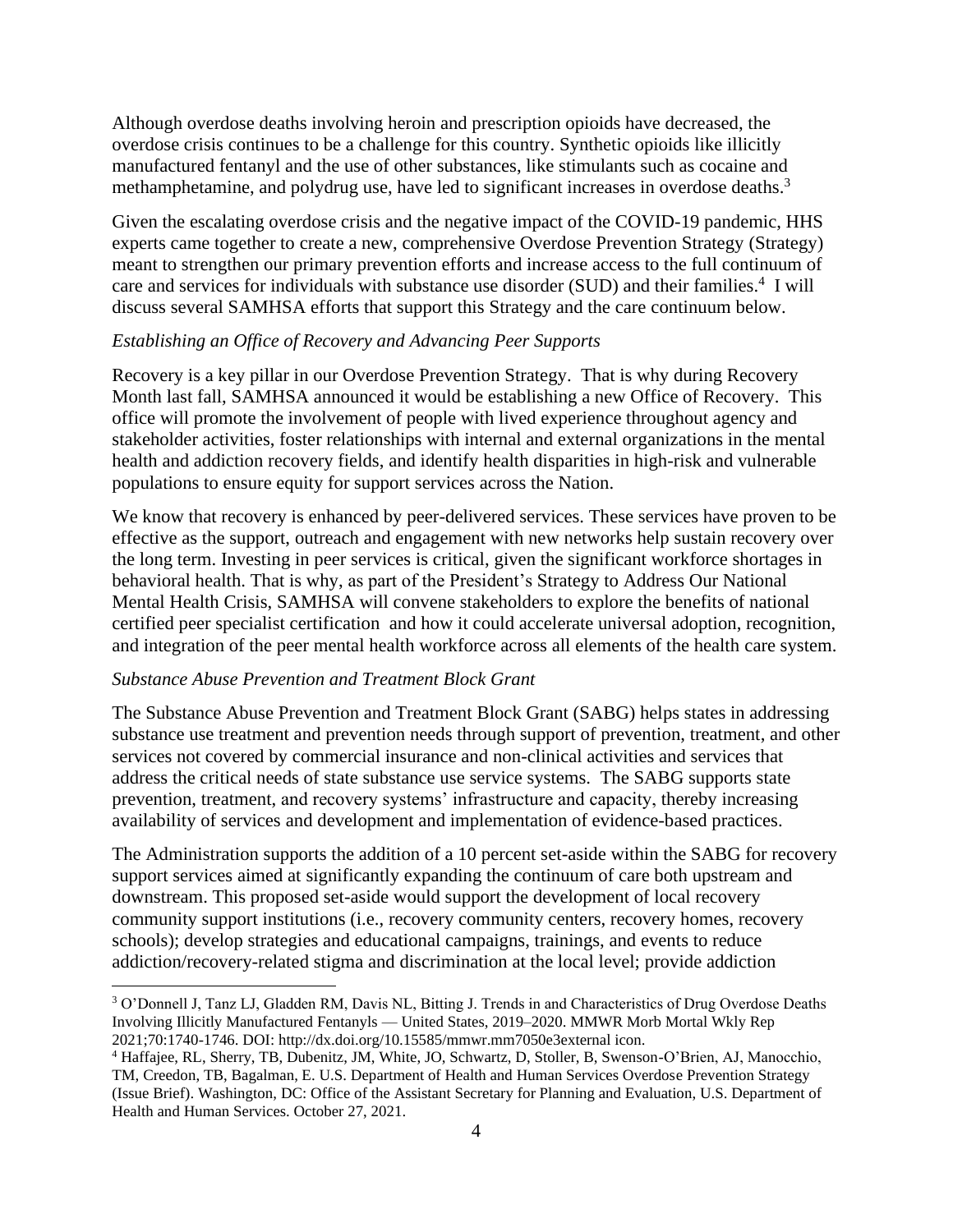Although overdose deaths involving heroin and prescription opioids have decreased, the overdose crisis continues to be a challenge for this country. Synthetic opioids like illicitly manufactured fentanyl and the use of other substances, like stimulants such as cocaine and methamphetamine, and polydrug use, have led to significant increases in overdose deaths.[3]

Given the escalating overdose crisis and the negative impact of the COVID-19 pandemic, HHS experts came together to create a new, comprehensive Overdose Prevention Strategy (Strategy) meant to strengthen our primary prevention efforts and increase access to the full continuum of care and services for individuals with substance use disorder (SUD) and their families.[4] I will discuss several SAMHSA efforts that support this Strategy and the care continuum below.

*Establishing an Office of Recovery and Advancing Peer Supports*

Recovery is a key pillar in our Overdose Prevention Strategy. That is why during Recovery Month last fall, SAMHSA announced it would be establishing a new Office of Recovery. This office will promote the involvement of people with lived experience throughout agency and stakeholder activities, foster relationships with internal and external organizations in the mental health and addiction recovery fields, and identify health disparities in high-risk and vulnerable populations to ensure equity for support services across the Nation.

We know that recovery is enhanced by peer-delivered services. These services have proven to be effective as the support, outreach and engagement with new networks help sustain recovery over the long term. Investing in peer services is critical, given the significant workforce shortages in behavioral health. That is why, as part of the President's Strategy to Address Our National Mental Health Crisis, SAMHSA will convene stakeholders to explore the benefits of national certified peer specialist certification and how it could accelerate universal adoption, recognition, and integration of the peer mental health workforce across all elements of the health care system.

*Substance Abuse Prevention and Treatment Block Grant*

The Substance Abuse Prevention and Treatment Block Grant (SABG) helps states in addressing substance use treatment and prevention needs through support of prevention, treatment, and other services not covered by commercial insurance and non-clinical activities and services that address the critical needs of state substance use service systems. The SABG supports state prevention, treatment, and recovery systems' infrastructure and capacity, thereby increasing availability of services and development and implementation of evidence-based practices.

The Administration supports the addition of a 10 percent set-aside within the SABG for recovery support services aimed at significantly expanding the continuum of care both upstream and downstream. This proposed set-aside would support the development of local recovery community support institutions (i.e., recovery community centers, recovery homes, recovery schools); develop strategies and educational campaigns, trainings, and events to reduce addiction/recovery-related stigma and discrimination at the local level; provide addiction

---

[3] O'Donnell J, Tanz LJ, Gladden RM, Davis NL, Bitting J. Trends in and Characteristics of Drug Overdose Deaths Involving Illicitly Manufactured Fentanyls — United States, 2019–2020. MMWR Morb Mortal Wkly Rep 2021;70:1740-1746. DOI: http://dx.doi.org/10.15585/mmwr.mm7050e3external icon.

[4] Haffajee, RL, Sherry, TB, Dubenitz, JM, White, JO, Schwartz, D, Stoller, B, Swenson-O'Brien, AJ, Manocchio, TM, Creedon, TB, Bagalman, E. U.S. Department of Health and Human Services Overdose Prevention Strategy (Issue Brief). Washington, DC: Office of the Assistant Secretary for Planning and Evaluation, U.S. Department of Health and Human Services. October 27, 2021.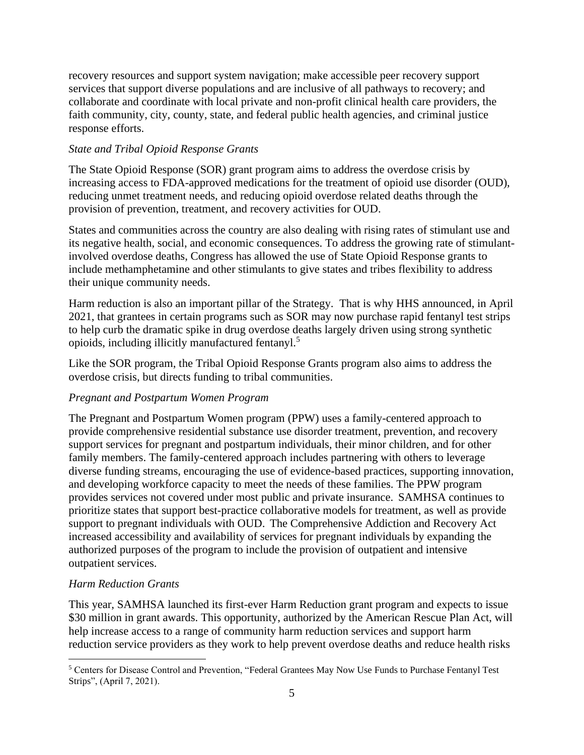recovery resources and support system navigation; make accessible peer recovery support services that support diverse populations and are inclusive of all pathways to recovery; and collaborate and coordinate with local private and non-profit clinical health care providers, the faith community, city, county, state, and federal public health agencies, and criminal justice response efforts.

*State and Tribal Opioid Response Grants*

The State Opioid Response (SOR) grant program aims to address the overdose crisis by increasing access to FDA-approved medications for the treatment of opioid use disorder (OUD), reducing unmet treatment needs, and reducing opioid overdose related deaths through the provision of prevention, treatment, and recovery activities for OUD.

States and communities across the country are also dealing with rising rates of stimulant use and its negative health, social, and economic consequences. To address the growing rate of stimulant-involved overdose deaths, Congress has allowed the use of State Opioid Response grants to include methamphetamine and other stimulants to give states and tribes flexibility to address their unique community needs.

Harm reduction is also an important pillar of the Strategy. That is why HHS announced, in April 2021, that grantees in certain programs such as SOR may now purchase rapid fentanyl test strips to help curb the dramatic spike in drug overdose deaths largely driven using strong synthetic opioids, including illicitly manufactured fentanyl.[5]

Like the SOR program, the Tribal Opioid Response Grants program also aims to address the overdose crisis, but directs funding to tribal communities.

*Pregnant and Postpartum Women Program*

The Pregnant and Postpartum Women program (PPW) uses a family-centered approach to provide comprehensive residential substance use disorder treatment, prevention, and recovery support services for pregnant and postpartum individuals, their minor children, and for other family members. The family-centered approach includes partnering with others to leverage diverse funding streams, encouraging the use of evidence-based practices, supporting innovation, and developing workforce capacity to meet the needs of these families. The PPW program provides services not covered under most public and private insurance. SAMHSA continues to prioritize states that support best-practice collaborative models for treatment, as well as provide support to pregnant individuals with OUD. The Comprehensive Addiction and Recovery Act increased accessibility and availability of services for pregnant individuals by expanding the authorized purposes of the program to include the provision of outpatient and intensive outpatient services.

*Harm Reduction Grants*

This year, SAMHSA launched its first-ever Harm Reduction grant program and expects to issue $30 million in grant awards. This opportunity, authorized by the American Rescue Plan Act, will help increase access to a range of community harm reduction services and support harm reduction service providers as they work to help prevent overdose deaths and reduce health risks

[5] Centers for Disease Control and Prevention, "Federal Grantees May Now Use Funds to Purchase Fentanyl Test Strips", (April 7, 2021).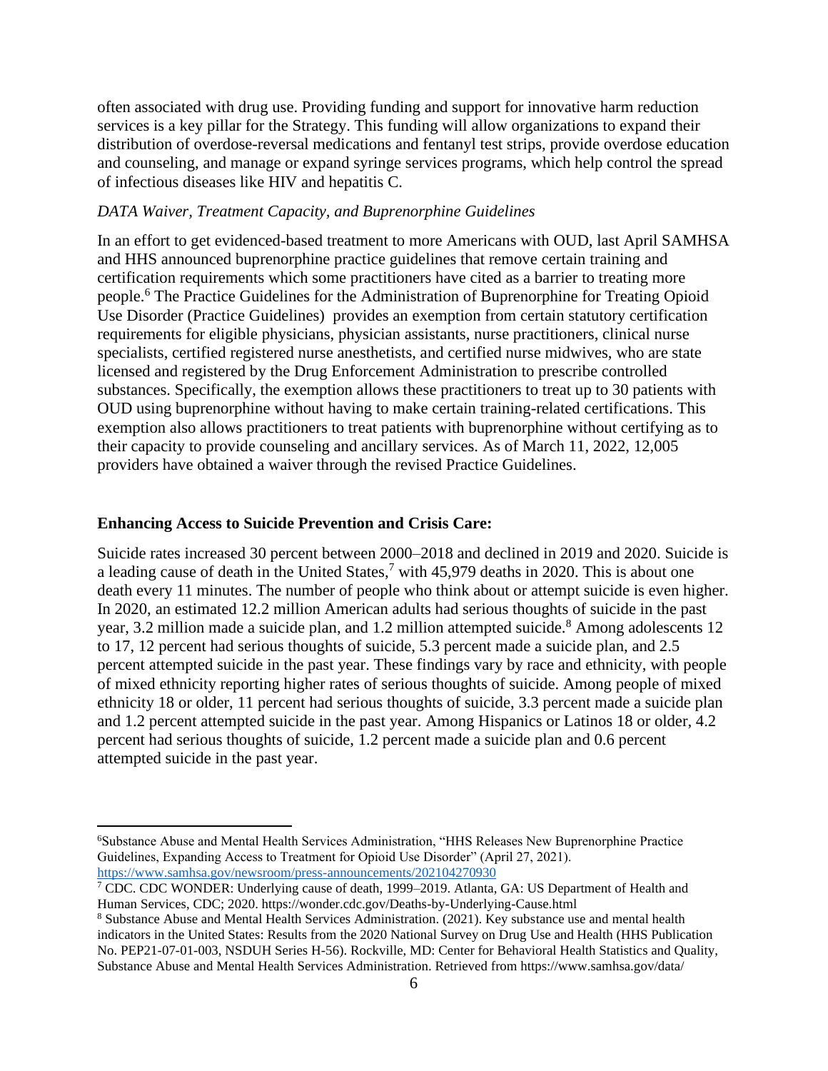often associated with drug use. Providing funding and support for innovative harm reduction services is a key pillar for the Strategy. This funding will allow organizations to expand their distribution of overdose-reversal medications and fentanyl test strips, provide overdose education and counseling, and manage or expand syringe services programs, which help control the spread of infectious diseases like HIV and hepatitis C.

*DATA Waiver, Treatment Capacity, and Buprenorphine Guidelines*

In an effort to get evidenced-based treatment to more Americans with OUD, last April SAMHSA and HHS announced buprenorphine practice guidelines that remove certain training and certification requirements which some practitioners have cited as a barrier to treating more people.[6] The Practice Guidelines for the Administration of Buprenorphine for Treating Opioid Use Disorder (Practice Guidelines) provides an exemption from certain statutory certification requirements for eligible physicians, physician assistants, nurse practitioners, clinical nurse specialists, certified registered nurse anesthetists, and certified nurse midwives, who are state licensed and registered by the Drug Enforcement Administration to prescribe controlled substances. Specifically, the exemption allows these practitioners to treat up to 30 patients with OUD using buprenorphine without having to make certain training-related certifications. This exemption also allows practitioners to treat patients with buprenorphine without certifying as to their capacity to provide counseling and ancillary services. As of March 11, 2022, 12,005 providers have obtained a waiver through the revised Practice Guidelines.

**Enhancing Access to Suicide Prevention and Crisis Care:**

Suicide rates increased 30 percent between 2000–2018 and declined in 2019 and 2020. Suicide is a leading cause of death in the United States,[7] with 45,979 deaths in 2020. This is about one death every 11 minutes. The number of people who think about or attempt suicide is even higher. In 2020, an estimated 12.2 million American adults had serious thoughts of suicide in the past year, 3.2 million made a suicide plan, and 1.2 million attempted suicide.[8] Among adolescents 12 to 17, 12 percent had serious thoughts of suicide, 5.3 percent made a suicide plan, and 2.5 percent attempted suicide in the past year. These findings vary by race and ethnicity, with people of mixed ethnicity reporting higher rates of serious thoughts of suicide. Among people of mixed ethnicity 18 or older, 11 percent had serious thoughts of suicide, 3.3 percent made a suicide plan and 1.2 percent attempted suicide in the past year. Among Hispanics or Latinos 18 or older, 4.2 percent had serious thoughts of suicide, 1.2 percent made a suicide plan and 0.6 percent attempted suicide in the past year.

---

[6] Substance Abuse and Mental Health Services Administration, "HHS Releases New Buprenorphine Practice Guidelines, Expanding Access to Treatment for Opioid Use Disorder" (April 27, 2021). https://www.samhsa.gov/newsroom/press-announcements/202104270930

[7] CDC. CDC WONDER: Underlying cause of death, 1999–2019. Atlanta, GA: US Department of Health and Human Services, CDC; 2020. https://wonder.cdc.gov/Deaths-by-Underlying-Cause.html

[8] Substance Abuse and Mental Health Services Administration. (2021). Key substance use and mental health indicators in the United States: Results from the 2020 National Survey on Drug Use and Health (HHS Publication No. PEP21-07-01-003, NSDUH Series H-56). Rockville, MD: Center for Behavioral Health Statistics and Quality, Substance Abuse and Mental Health Services Administration. Retrieved from https://www.samhsa.gov/data/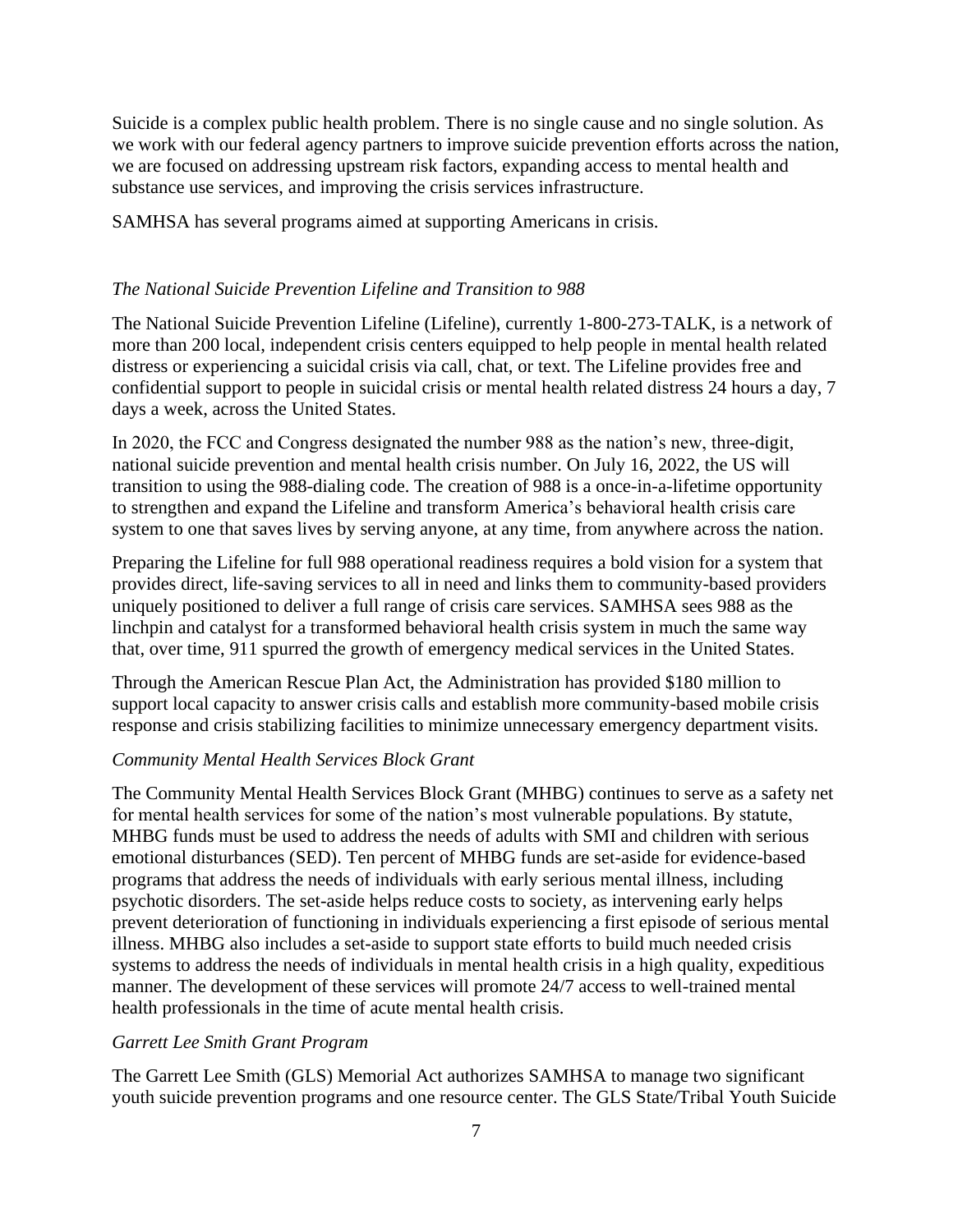Suicide is a complex public health problem. There is no single cause and no single solution. As we work with our federal agency partners to improve suicide prevention efforts across the nation, we are focused on addressing upstream risk factors, expanding access to mental health and substance use services, and improving the crisis services infrastructure.

SAMHSA has several programs aimed at supporting Americans in crisis.

*The National Suicide Prevention Lifeline and Transition to 988*

The National Suicide Prevention Lifeline (Lifeline), currently 1-800-273-TALK, is a network of more than 200 local, independent crisis centers equipped to help people in mental health related distress or experiencing a suicidal crisis via call, chat, or text. The Lifeline provides free and confidential support to people in suicidal crisis or mental health related distress 24 hours a day, 7 days a week, across the United States.

In 2020, the FCC and Congress designated the number 988 as the nation's new, three-digit, national suicide prevention and mental health crisis number. On July 16, 2022, the US will transition to using the 988-dialing code. The creation of 988 is a once-in-a-lifetime opportunity to strengthen and expand the Lifeline and transform America's behavioral health crisis care system to one that saves lives by serving anyone, at any time, from anywhere across the nation.

Preparing the Lifeline for full 988 operational readiness requires a bold vision for a system that provides direct, life-saving services to all in need and links them to community-based providers uniquely positioned to deliver a full range of crisis care services. SAMHSA sees 988 as the linchpin and catalyst for a transformed behavioral health crisis system in much the same way that, over time, 911 spurred the growth of emergency medical services in the United States.

Through the American Rescue Plan Act, the Administration has provided $180 million to support local capacity to answer crisis calls and establish more community-based mobile crisis response and crisis stabilizing facilities to minimize unnecessary emergency department visits.

*Community Mental Health Services Block Grant*

The Community Mental Health Services Block Grant (MHBG) continues to serve as a safety net for mental health services for some of the nation's most vulnerable populations. By statute, MHBG funds must be used to address the needs of adults with SMI and children with serious emotional disturbances (SED). Ten percent of MHBG funds are set-aside for evidence-based programs that address the needs of individuals with early serious mental illness, including psychotic disorders. The set-aside helps reduce costs to society, as intervening early helps prevent deterioration of functioning in individuals experiencing a first episode of serious mental illness. MHBG also includes a set-aside to support state efforts to build much needed crisis systems to address the needs of individuals in mental health crisis in a high quality, expeditious manner. The development of these services will promote 24/7 access to well-trained mental health professionals in the time of acute mental health crisis.

*Garrett Lee Smith Grant Program*

The Garrett Lee Smith (GLS) Memorial Act authorizes SAMHSA to manage two significant youth suicide prevention programs and one resource center. The GLS State/Tribal Youth Suicide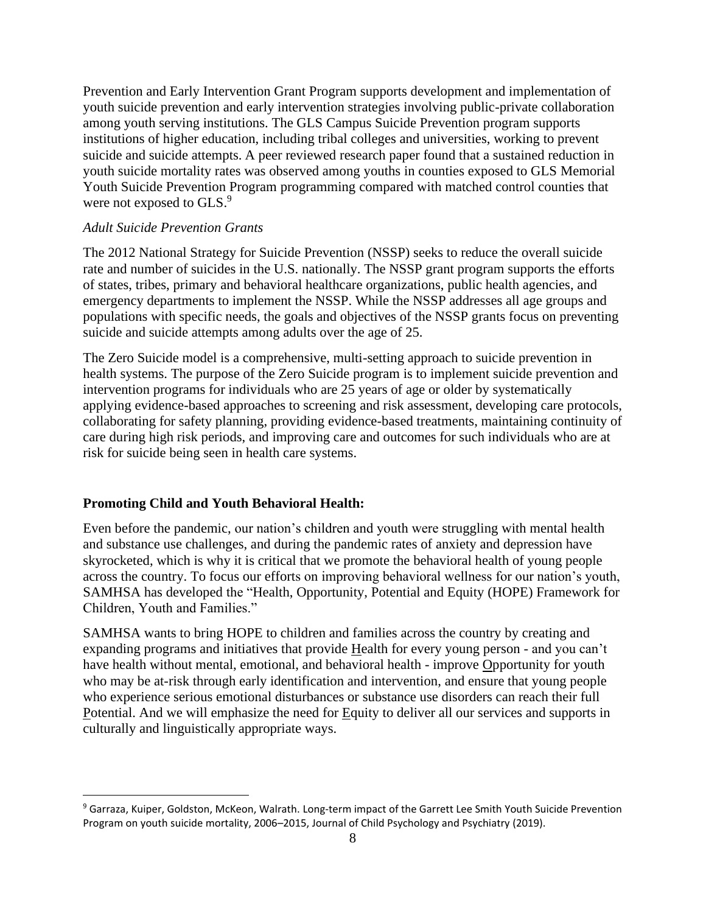Prevention and Early Intervention Grant Program supports development and implementation of youth suicide prevention and early intervention strategies involving public-private collaboration among youth serving institutions. The GLS Campus Suicide Prevention program supports institutions of higher education, including tribal colleges and universities, working to prevent suicide and suicide attempts. A peer reviewed research paper found that a sustained reduction in youth suicide mortality rates was observed among youths in counties exposed to GLS Memorial Youth Suicide Prevention Program programming compared with matched control counties that were not exposed to GLS.[9]

*Adult Suicide Prevention Grants*

The 2012 National Strategy for Suicide Prevention (NSSP) seeks to reduce the overall suicide rate and number of suicides in the U.S. nationally. The NSSP grant program supports the efforts of states, tribes, primary and behavioral healthcare organizations, public health agencies, and emergency departments to implement the NSSP. While the NSSP addresses all age groups and populations with specific needs, the goals and objectives of the NSSP grants focus on preventing suicide and suicide attempts among adults over the age of 25.

The Zero Suicide model is a comprehensive, multi-setting approach to suicide prevention in health systems. The purpose of the Zero Suicide program is to implement suicide prevention and intervention programs for individuals who are 25 years of age or older by systematically applying evidence-based approaches to screening and risk assessment, developing care protocols, collaborating for safety planning, providing evidence-based treatments, maintaining continuity of care during high risk periods, and improving care and outcomes for such individuals who are at risk for suicide being seen in health care systems.

**Promoting Child and Youth Behavioral Health:**

Even before the pandemic, our nation's children and youth were struggling with mental health and substance use challenges, and during the pandemic rates of anxiety and depression have skyrocketed, which is why it is critical that we promote the behavioral health of young people across the country. To focus our efforts on improving behavioral wellness for our nation's youth, SAMHSA has developed the "Health, Opportunity, Potential and Equity (HOPE) Framework for Children, Youth and Families."

SAMHSA wants to bring HOPE to children and families across the country by creating and expanding programs and initiatives that provide Health for every young person - and you can't have health without mental, emotional, and behavioral health - improve Opportunity for youth who may be at-risk through early identification and intervention, and ensure that young people who experience serious emotional disturbances or substance use disorders can reach their full Potential. And we will emphasize the need for Equity to deliver all our services and supports in culturally and linguistically appropriate ways.

[9] Garraza, Kuiper, Goldston, McKeon, Walrath. Long-term impact of the Garrett Lee Smith Youth Suicide Prevention Program on youth suicide mortality, 2006–2015, Journal of Child Psychology and Psychiatry (2019).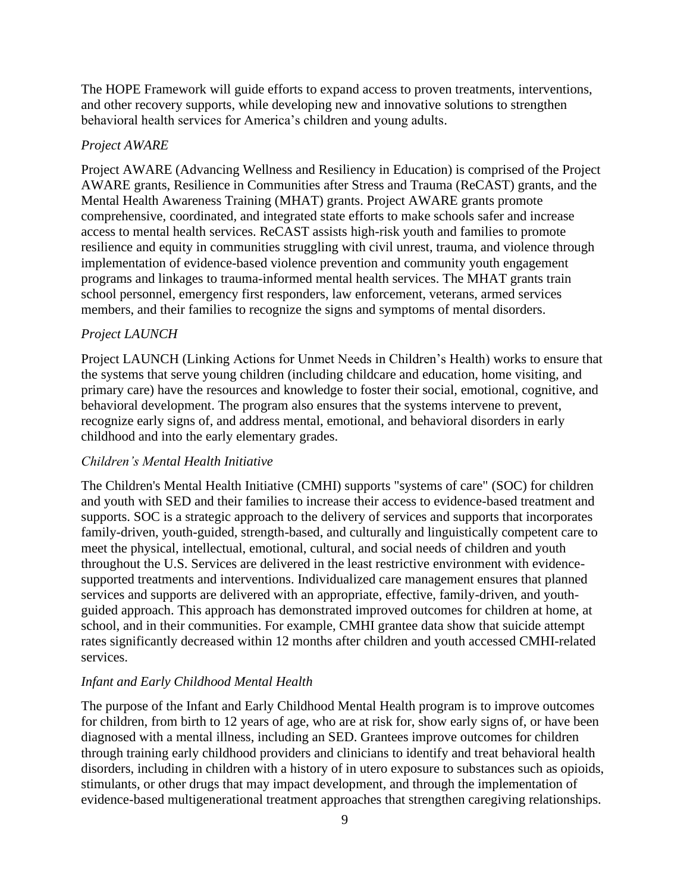The HOPE Framework will guide efforts to expand access to proven treatments, interventions, and other recovery supports, while developing new and innovative solutions to strengthen behavioral health services for America's children and young adults.

*Project AWARE*

Project AWARE (Advancing Wellness and Resiliency in Education) is comprised of the Project AWARE grants, Resilience in Communities after Stress and Trauma (ReCAST) grants, and the Mental Health Awareness Training (MHAT) grants. Project AWARE grants promote comprehensive, coordinated, and integrated state efforts to make schools safer and increase access to mental health services. ReCAST assists high-risk youth and families to promote resilience and equity in communities struggling with civil unrest, trauma, and violence through implementation of evidence-based violence prevention and community youth engagement programs and linkages to trauma-informed mental health services. The MHAT grants train school personnel, emergency first responders, law enforcement, veterans, armed services members, and their families to recognize the signs and symptoms of mental disorders.

*Project LAUNCH*

Project LAUNCH (Linking Actions for Unmet Needs in Children's Health) works to ensure that the systems that serve young children (including childcare and education, home visiting, and primary care) have the resources and knowledge to foster their social, emotional, cognitive, and behavioral development. The program also ensures that the systems intervene to prevent, recognize early signs of, and address mental, emotional, and behavioral disorders in early childhood and into the early elementary grades.

*Children's Mental Health Initiative*

The Children's Mental Health Initiative (CMHI) supports "systems of care" (SOC) for children and youth with SED and their families to increase their access to evidence-based treatment and supports. SOC is a strategic approach to the delivery of services and supports that incorporates family-driven, youth-guided, strength-based, and culturally and linguistically competent care to meet the physical, intellectual, emotional, cultural, and social needs of children and youth throughout the U.S. Services are delivered in the least restrictive environment with evidence-supported treatments and interventions. Individualized care management ensures that planned services and supports are delivered with an appropriate, effective, family-driven, and youth-guided approach. This approach has demonstrated improved outcomes for children at home, at school, and in their communities. For example, CMHI grantee data show that suicide attempt rates significantly decreased within 12 months after children and youth accessed CMHI-related services.

*Infant and Early Childhood Mental Health*

The purpose of the Infant and Early Childhood Mental Health program is to improve outcomes for children, from birth to 12 years of age, who are at risk for, show early signs of, or have been diagnosed with a mental illness, including an SED. Grantees improve outcomes for children through training early childhood providers and clinicians to identify and treat behavioral health disorders, including in children with a history of in utero exposure to substances such as opioids, stimulants, or other drugs that may impact development, and through the implementation of evidence-based multigenerational treatment approaches that strengthen caregiving relationships.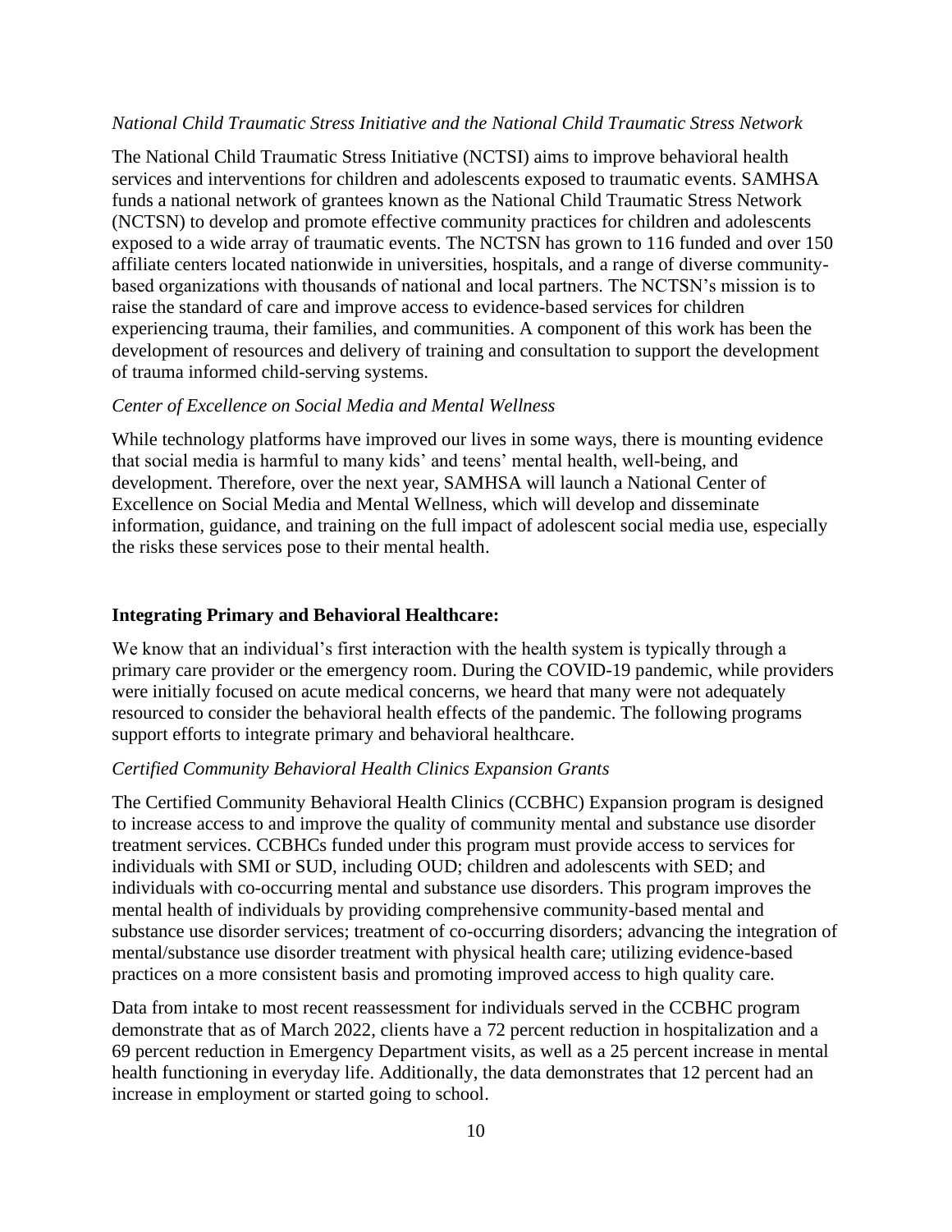*National Child Traumatic Stress Initiative and the National Child Traumatic Stress Network*

The National Child Traumatic Stress Initiative (NCTSI) aims to improve behavioral health services and interventions for children and adolescents exposed to traumatic events. SAMHSA funds a national network of grantees known as the National Child Traumatic Stress Network (NCTSN) to develop and promote effective community practices for children and adolescents exposed to a wide array of traumatic events. The NCTSN has grown to 116 funded and over 150 affiliate centers located nationwide in universities, hospitals, and a range of diverse community-based organizations with thousands of national and local partners. The NCTSN's mission is to raise the standard of care and improve access to evidence-based services for children experiencing trauma, their families, and communities. A component of this work has been the development of resources and delivery of training and consultation to support the development of trauma informed child-serving systems.

*Center of Excellence on Social Media and Mental Wellness*

While technology platforms have improved our lives in some ways, there is mounting evidence that social media is harmful to many kids' and teens' mental health, well-being, and development. Therefore, over the next year, SAMHSA will launch a National Center of Excellence on Social Media and Mental Wellness, which will develop and disseminate information, guidance, and training on the full impact of adolescent social media use, especially the risks these services pose to their mental health.

**Integrating Primary and Behavioral Healthcare:**

We know that an individual's first interaction with the health system is typically through a primary care provider or the emergency room. During the COVID-19 pandemic, while providers were initially focused on acute medical concerns, we heard that many were not adequately resourced to consider the behavioral health effects of the pandemic. The following programs support efforts to integrate primary and behavioral healthcare.

*Certified Community Behavioral Health Clinics Expansion Grants*

The Certified Community Behavioral Health Clinics (CCBHC) Expansion program is designed to increase access to and improve the quality of community mental and substance use disorder treatment services. CCBHCs funded under this program must provide access to services for individuals with SMI or SUD, including OUD; children and adolescents with SED; and individuals with co-occurring mental and substance use disorders. This program improves the mental health of individuals by providing comprehensive community-based mental and substance use disorder services; treatment of co-occurring disorders; advancing the integration of mental/substance use disorder treatment with physical health care; utilizing evidence-based practices on a more consistent basis and promoting improved access to high quality care.

Data from intake to most recent reassessment for individuals served in the CCBHC program demonstrate that as of March 2022, clients have a 72 percent reduction in hospitalization and a 69 percent reduction in Emergency Department visits, as well as a 25 percent increase in mental health functioning in everyday life. Additionally, the data demonstrates that 12 percent had an increase in employment or started going to school.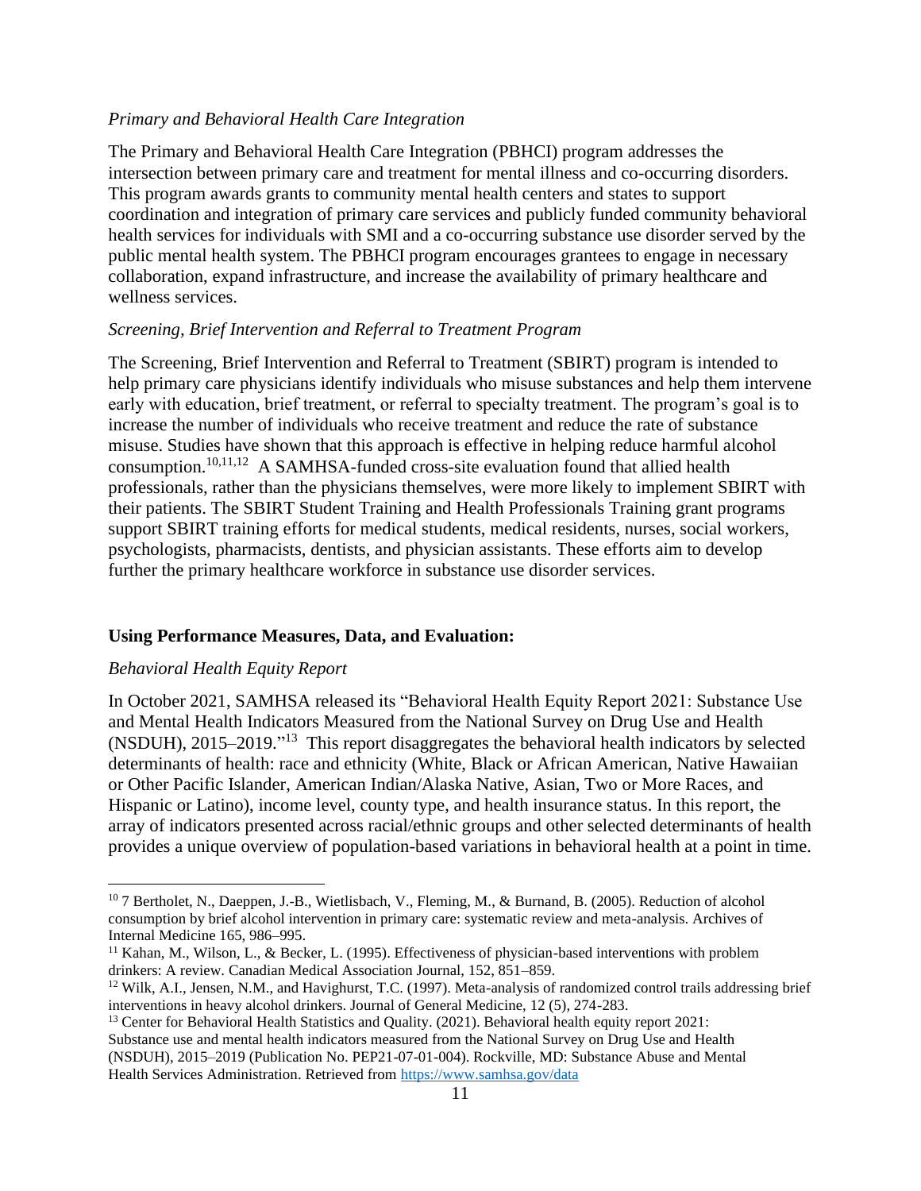*Primary and Behavioral Health Care Integration*

The Primary and Behavioral Health Care Integration (PBHCI) program addresses the intersection between primary care and treatment for mental illness and co-occurring disorders. This program awards grants to community mental health centers and states to support coordination and integration of primary care services and publicly funded community behavioral health services for individuals with SMI and a co-occurring substance use disorder served by the public mental health system. The PBHCI program encourages grantees to engage in necessary collaboration, expand infrastructure, and increase the availability of primary healthcare and wellness services.

*Screening, Brief Intervention and Referral to Treatment Program*

The Screening, Brief Intervention and Referral to Treatment (SBIRT) program is intended to help primary care physicians identify individuals who misuse substances and help them intervene early with education, brief treatment, or referral to specialty treatment. The program's goal is to increase the number of individuals who receive treatment and reduce the rate of substance misuse. Studies have shown that this approach is effective in helping reduce harmful alcohol consumption.[10,11,12] A SAMHSA-funded cross-site evaluation found that allied health professionals, rather than the physicians themselves, were more likely to implement SBIRT with their patients. The SBIRT Student Training and Health Professionals Training grant programs support SBIRT training efforts for medical students, medical residents, nurses, social workers, psychologists, pharmacists, dentists, and physician assistants. These efforts aim to develop further the primary healthcare workforce in substance use disorder services.

**Using Performance Measures, Data, and Evaluation:**

*Behavioral Health Equity Report*

In October 2021, SAMHSA released its "Behavioral Health Equity Report 2021: Substance Use and Mental Health Indicators Measured from the National Survey on Drug Use and Health (NSDUH), 2015–2019."[13] This report disaggregates the behavioral health indicators by selected determinants of health: race and ethnicity (White, Black or African American, Native Hawaiian or Other Pacific Islander, American Indian/Alaska Native, Asian, Two or More Races, and Hispanic or Latino), income level, county type, and health insurance status. In this report, the array of indicators presented across racial/ethnic groups and other selected determinants of health provides a unique overview of population-based variations in behavioral health at a point in time.

---

[10] 7 Bertholet, N., Daeppen, J.-B., Wietlisbach, V., Fleming, M., & Burnand, B. (2005). Reduction of alcohol consumption by brief alcohol intervention in primary care: systematic review and meta-analysis. Archives of Internal Medicine 165, 986–995.

[11] Kahan, M., Wilson, L., & Becker, L. (1995). Effectiveness of physician-based interventions with problem drinkers: A review. Canadian Medical Association Journal, 152, 851–859.

[12] Wilk, A.I., Jensen, N.M., and Havighurst, T.C. (1997). Meta-analysis of randomized control trails addressing brief interventions in heavy alcohol drinkers. Journal of General Medicine, 12 (5), 274-283.

[13] Center for Behavioral Health Statistics and Quality. (2021). Behavioral health equity report 2021: Substance use and mental health indicators measured from the National Survey on Drug Use and Health (NSDUH), 2015–2019 (Publication No. PEP21-07-01-004). Rockville, MD: Substance Abuse and Mental Health Services Administration. Retrieved from https://www.samhsa.gov/data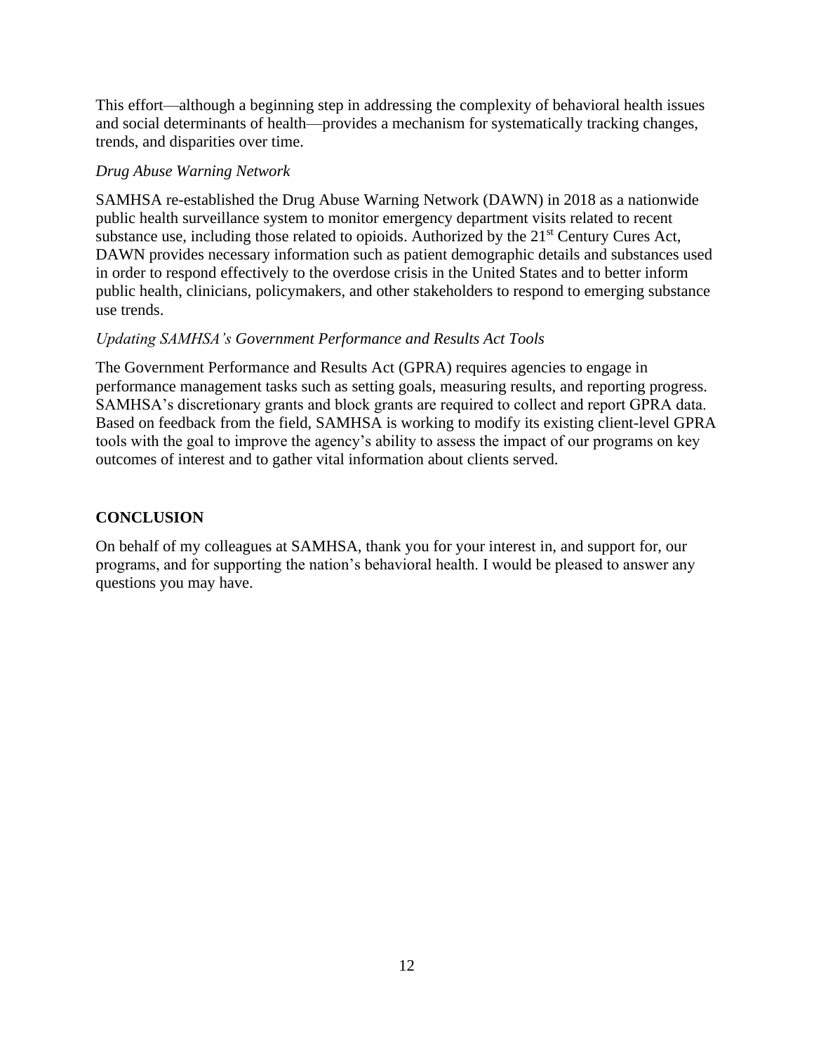This effort—although a beginning step in addressing the complexity of behavioral health issues and social determinants of health—provides a mechanism for systematically tracking changes, trends, and disparities over time.

*Drug Abuse Warning Network*

SAMHSA re-established the Drug Abuse Warning Network (DAWN) in 2018 as a nationwide public health surveillance system to monitor emergency department visits related to recent substance use, including those related to opioids. Authorized by the 21st Century Cures Act, DAWN provides necessary information such as patient demographic details and substances used in order to respond effectively to the overdose crisis in the United States and to better inform public health, clinicians, policymakers, and other stakeholders to respond to emerging substance use trends.

*Updating SAMHSA's Government Performance and Results Act Tools*

The Government Performance and Results Act (GPRA) requires agencies to engage in performance management tasks such as setting goals, measuring results, and reporting progress. SAMHSA's discretionary grants and block grants are required to collect and report GPRA data. Based on feedback from the field, SAMHSA is working to modify its existing client-level GPRA tools with the goal to improve the agency's ability to assess the impact of our programs on key outcomes of interest and to gather vital information about clients served.

## CONCLUSION

On behalf of my colleagues at SAMHSA, thank you for your interest in, and support for, our programs, and for supporting the nation's behavioral health. I would be pleased to answer any questions you may have.